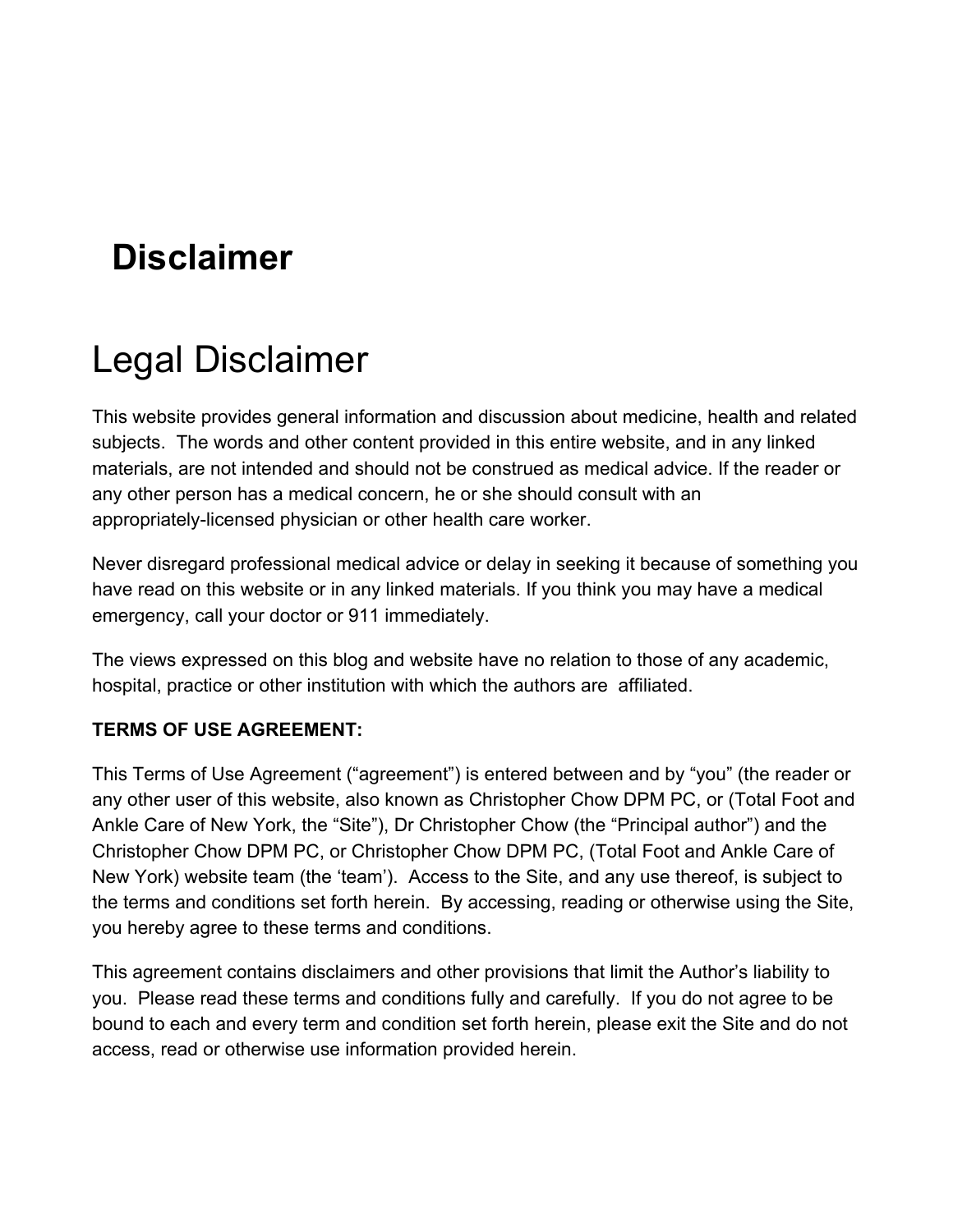# Disclaimer

## Legal Disclaimer

This website provides general information and discussion about medicine, health and related subjects. The words and other content provided in this entire website, and in any linked materials, are not intended and should not be construed as medical advice. If the reader or any other person has a medical concern, he or she should consult with an appropriately-licensed physician or other health care worker.

Never disregard professional medical advice or delay in seeking it because of something you have read on this website or in any linked materials. If you think you may have a medical emergency, call your doctor or 911 immediately.

The views expressed on this blog and website have no relation to those of any academic, hospital, practice or other institution with which the authors are affiliated.

**TERMS OF USE AGREEMENT:**

This Terms of Use Agreement ("agreement") is entered between and by "you" (the reader or any other user of this website, also known as Christopher Chow DPM PC, or (Total Foot and Ankle Care of New York, the "Site"), Dr Christopher Chow (the "Principal author") and the Christopher Chow DPM PC, or Christopher Chow DPM PC, (Total Foot and Ankle Care of New York) website team (the 'team'). Access to the Site, and any use thereof, is subject to the terms and conditions set forth herein. By accessing, reading or otherwise using the Site, you hereby agree to these terms and conditions.

This agreement contains disclaimers and other provisions that limit the Author's liability to you. Please read these terms and conditions fully and carefully. If you do not agree to be bound to each and every term and condition set forth herein, please exit the Site and do not access, read or otherwise use information provided herein.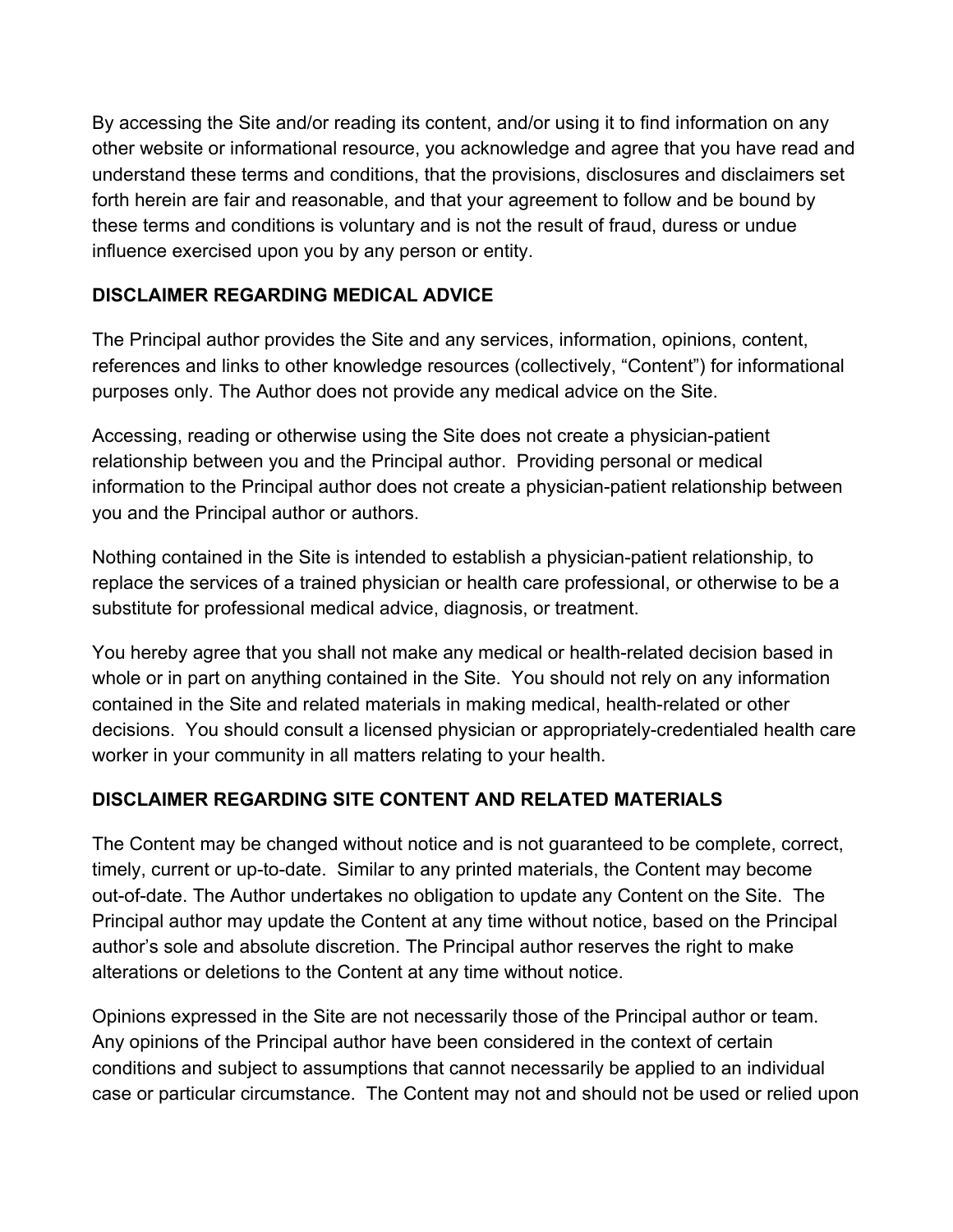By accessing the Site and/or reading its content, and/or using it to find information on any other website or informational resource, you acknowledge and agree that you have read and understand these terms and conditions, that the provisions, disclosures and disclaimers set forth herein are fair and reasonable, and that your agreement to follow and be bound by these terms and conditions is voluntary and is not the result of fraud, duress or undue influence exercised upon you by any person or entity.

**DISCLAIMER REGARDING MEDICAL ADVICE**

The Principal author provides the Site and any services, information, opinions, content, references and links to other knowledge resources (collectively, “Content”) for informational purposes only. The Author does not provide any medical advice on the Site.

Accessing, reading or otherwise using the Site does not create a physician-patient relationship between you and the Principal author. Providing personal or medical information to the Principal author does not create a physician-patient relationship between you and the Principal author or authors.

Nothing contained in the Site is intended to establish a physician-patient relationship, to replace the services of a trained physician or health care professional, or otherwise to be a substitute for professional medical advice, diagnosis, or treatment.

You hereby agree that you shall not make any medical or health-related decision based in whole or in part on anything contained in the Site. You should not rely on any information contained in the Site and related materials in making medical, health-related or other decisions. You should consult a licensed physician or appropriately-credentialed health care worker in your community in all matters relating to your health.

**DISCLAIMER REGARDING SITE CONTENT AND RELATED MATERIALS**

The Content may be changed without notice and is not guaranteed to be complete, correct, timely, current or up-to-date. Similar to any printed materials, the Content may become out-of-date. The Author undertakes no obligation to update any Content on the Site. The Principal author may update the Content at any time without notice, based on the Principal author’s sole and absolute discretion. The Principal author reserves the right to make alterations or deletions to the Content at any time without notice.

Opinions expressed in the Site are not necessarily those of the Principal author or team. Any opinions of the Principal author have been considered in the context of certain conditions and subject to assumptions that cannot necessarily be applied to an individual case or particular circumstance. The Content may not and should not be used or relied upon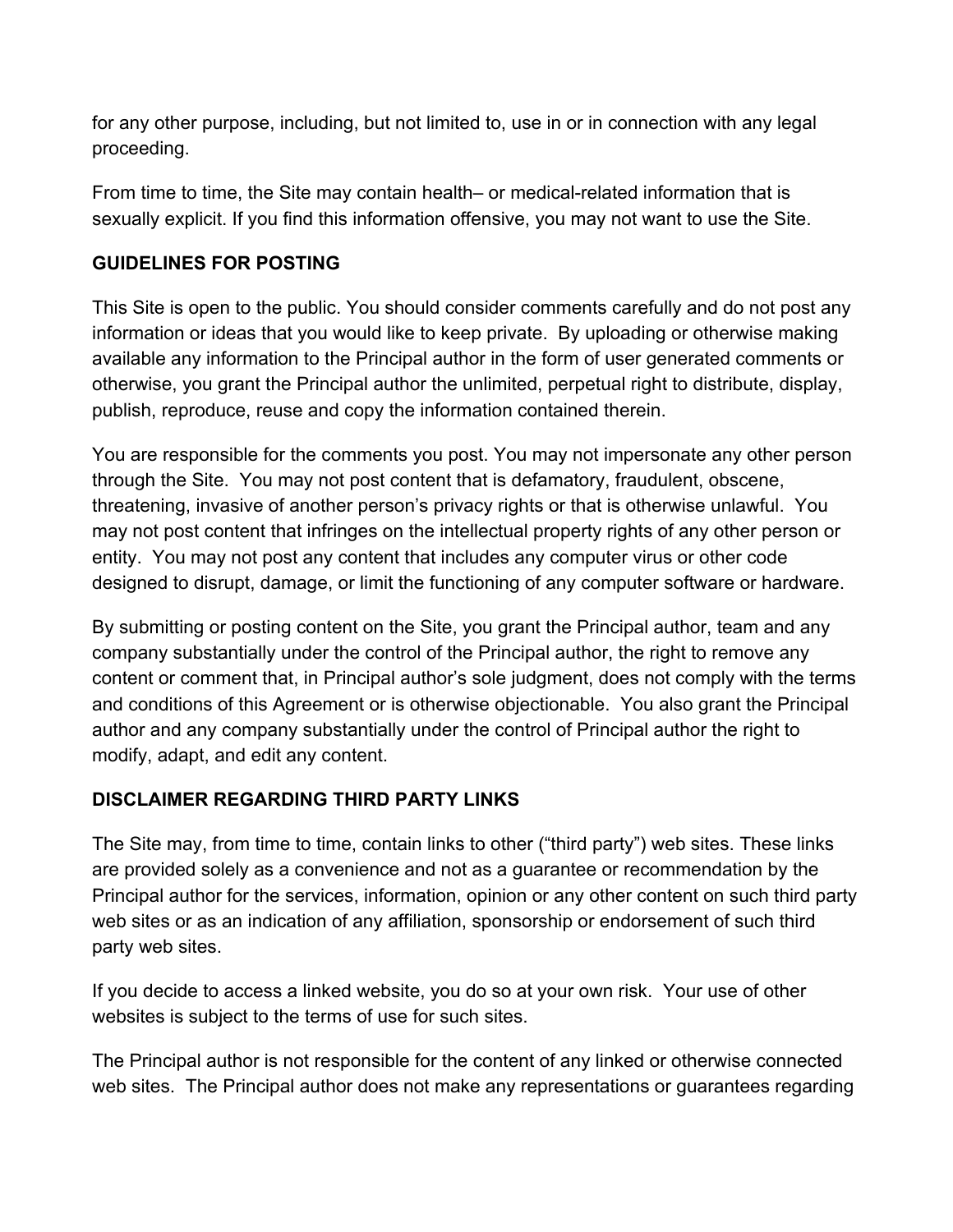for any other purpose, including, but not limited to, use in or in connection with any legal proceeding.

From time to time, the Site may contain health– or medical-related information that is sexually explicit. If you find this information offensive, you may not want to use the Site.

## GUIDELINES FOR POSTING

This Site is open to the public. You should consider comments carefully and do not post any information or ideas that you would like to keep private. By uploading or otherwise making available any information to the Principal author in the form of user generated comments or otherwise, you grant the Principal author the unlimited, perpetual right to distribute, display, publish, reproduce, reuse and copy the information contained therein.

You are responsible for the comments you post. You may not impersonate any other person through the Site. You may not post content that is defamatory, fraudulent, obscene, threatening, invasive of another person's privacy rights or that is otherwise unlawful. You may not post content that infringes on the intellectual property rights of any other person or entity. You may not post any content that includes any computer virus or other code designed to disrupt, damage, or limit the functioning of any computer software or hardware.

By submitting or posting content on the Site, you grant the Principal author, team and any company substantially under the control of the Principal author, the right to remove any content or comment that, in Principal author's sole judgment, does not comply with the terms and conditions of this Agreement or is otherwise objectionable. You also grant the Principal author and any company substantially under the control of Principal author the right to modify, adapt, and edit any content.

## DISCLAIMER REGARDING THIRD PARTY LINKS

The Site may, from time to time, contain links to other ("third party") web sites. These links are provided solely as a convenience and not as a guarantee or recommendation by the Principal author for the services, information, opinion or any other content on such third party web sites or as an indication of any affiliation, sponsorship or endorsement of such third party web sites.

If you decide to access a linked website, you do so at your own risk. Your use of other websites is subject to the terms of use for such sites.

The Principal author is not responsible for the content of any linked or otherwise connected web sites. The Principal author does not make any representations or guarantees regarding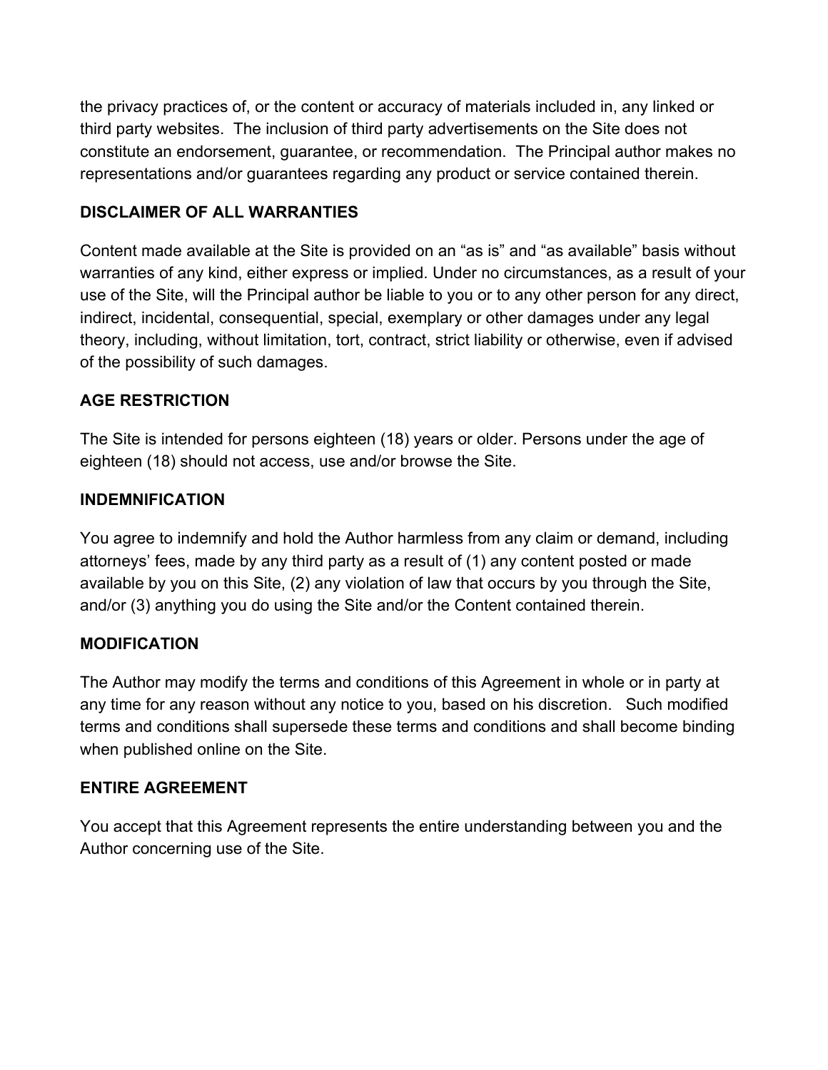the privacy practices of, or the content or accuracy of materials included in, any linked or third party websites. The inclusion of third party advertisements on the Site does not constitute an endorsement, guarantee, or recommendation. The Principal author makes no representations and/or guarantees regarding any product or service contained therein.

## DISCLAIMER OF ALL WARRANTIES

Content made available at the Site is provided on an “as is” and “as available” basis without warranties of any kind, either express or implied. Under no circumstances, as a result of your use of the Site, will the Principal author be liable to you or to any other person for any direct, indirect, incidental, consequential, special, exemplary or other damages under any legal theory, including, without limitation, tort, contract, strict liability or otherwise, even if advised of the possibility of such damages.

## AGE RESTRICTION

The Site is intended for persons eighteen (18) years or older. Persons under the age of eighteen (18) should not access, use and/or browse the Site.

## INDEMNIFICATION

You agree to indemnify and hold the Author harmless from any claim or demand, including attorneys’ fees, made by any third party as a result of (1) any content posted or made available by you on this Site, (2) any violation of law that occurs by you through the Site, and/or (3) anything you do using the Site and/or the Content contained therein.

## MODIFICATION

The Author may modify the terms and conditions of this Agreement in whole or in party at any time for any reason without any notice to you, based on his discretion. Such modified terms and conditions shall supersede these terms and conditions and shall become binding when published online on the Site.

## ENTIRE AGREEMENT

You accept that this Agreement represents the entire understanding between you and the Author concerning use of the Site.